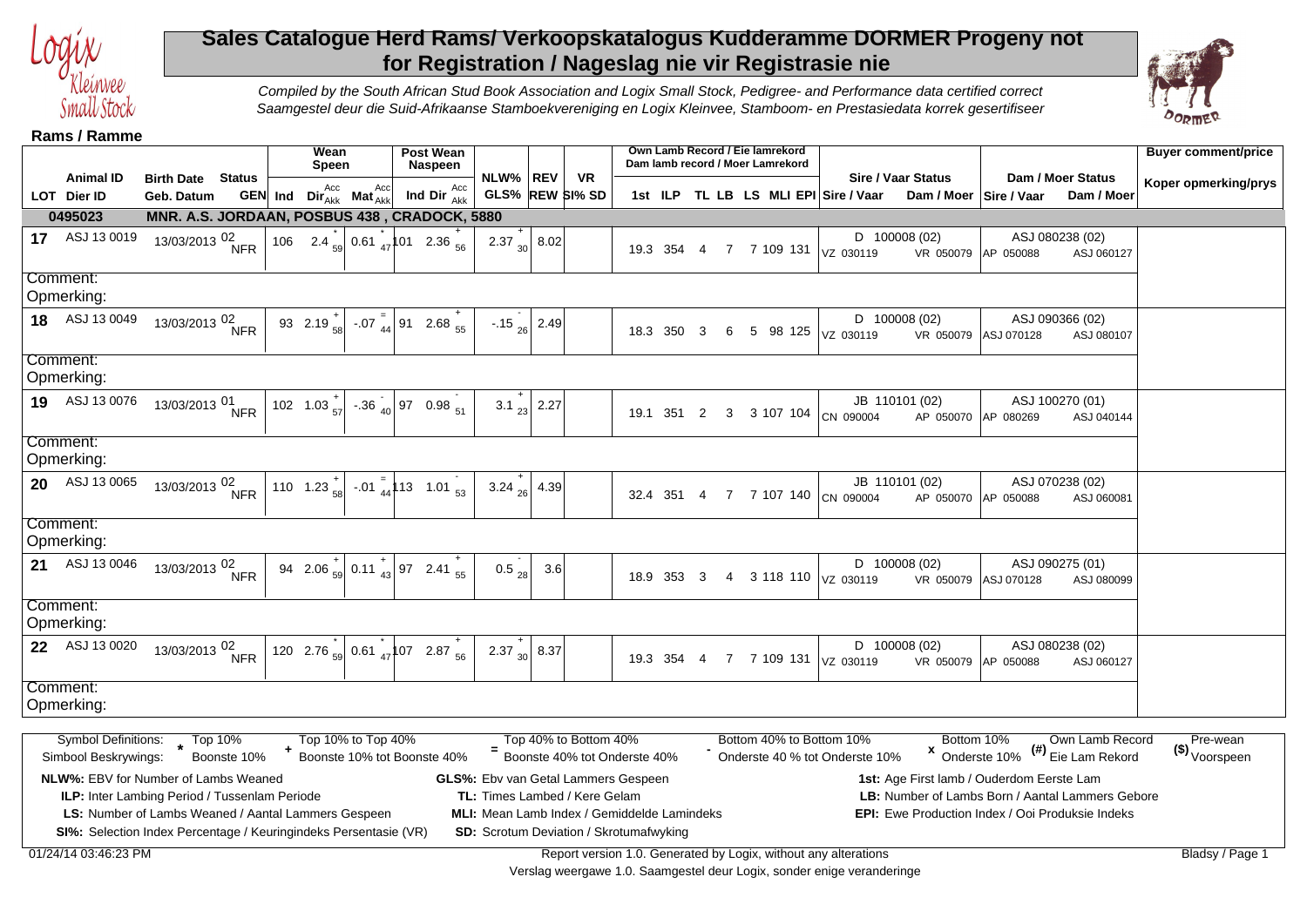# Sales Catalogue Herd Rams/ Verkoopskatalogus Kudderamme DORMER Progeny not for Registration / Nageslag nie vir Registrasie nie

*Compiled by the South African Stud Book Association and Logix Small Stock, Pedigree- and Performance data certified correct*
*Saamgestel deur die Suid-Afrikaanse Stamboekvereniging en Logix Kleinvee, Stamboom- en Prestasiedata korrek gesertifiseer*

**Rams / Ramme**

| LOT | Animal ID / Dier ID | Birth Date / Geb. Datum | Status GEN | Wean / Speen Ind | Wean / Speen Dir Acc/Akk | Wean / Speen Mat Acc/Akk | Post Wean / Naspeen Ind | Post Wean / Naspeen Dir Acc/Akk | NLW% / GLS% | REV / REW | VR SI% SD | 1st | ILP | TL | LB | LS | MLI | EPI | Sire / Vaar Status (Sire / Vaar, Dam / Moer) | Dam / Moer Status (Sire / Vaar, Dam / Moer) | Buyer comment/price / Koper opmerking/prys |
|---|---|---|---|---|---|---|---|---|---|---|---|---|---|---|---|---|---|---|---|---|---|
| **0495023** | **MNR. A.S. JORDAAN, POSBUS 438 , CRADOCK, 5880** | | | | | | | | | | | | | | | | | | | | |
| 17 | ASJ 13 0019 | 13/03/2013 | 02 NFR | 106 | 2.4 * 59 | 0.61 * 47 | 101 | 2.36 + 56 | 2.37 + 30 | 8.02 | | 19.3 | 354 | 4 | 7 | 7 | 109 | 131 | D 100008 (02) VZ 030119, VR 050079 | ASJ 080238 (02) AP 050088, ASJ 060127 | |
| Comment: Opmerking: | | | | | | | | | | | | | | | | | | | | | |
| 18 | ASJ 13 0049 | 13/03/2013 | 02 NFR | 93 | 2.19 + 58 | -.07 = 44 | 91 | 2.68 + 55 | -.15 - 26 | 2.49 | | 18.3 | 350 | 3 | 6 | 5 | 98 | 125 | D 100008 (02) VZ 030119, VR 050079 | ASJ 090366 (02) ASJ 070128, ASJ 080107 | |
| Comment: Opmerking: | | | | | | | | | | | | | | | | | | | | | |
| 19 | ASJ 13 0076 | 13/03/2013 | 01 NFR | 102 | 1.03 + 57 | -.36 - 40 | 97 | 0.98 - 51 | 3.1 + 23 | 2.27 | | 19.1 | 351 | 2 | 3 | 3 | 107 | 104 | JB 110101 (02) CN 090004, AP 050070 | ASJ 100270 (01) AP 080269, ASJ 040144 | |
| Comment: Opmerking: | | | | | | | | | | | | | | | | | | | | | |
| 20 | ASJ 13 0065 | 13/03/2013 | 02 NFR | 110 | 1.23 + 58 | -.01 = 44 | 113 | 1.01 - 53 | 3.24 + 26 | 4.39 | | 32.4 | 351 | 4 | 7 | 7 | 107 | 140 | JB 110101 (02) CN 090004, AP 050070 | ASJ 070238 (02) AP 050088, ASJ 060081 | |
| Comment: Opmerking: | | | | | | | | | | | | | | | | | | | | | |
| 21 | ASJ 13 0046 | 13/03/2013 | 02 NFR | 94 | 2.06 + 59 | 0.11 + 43 | 97 | 2.41 + 55 | 0.5 - 28 | 3.6 | | 18.9 | 353 | 3 | 4 | 3 | 118 | 110 | D 100008 (02) VZ 030119, VR 050079 | ASJ 090275 (01) ASJ 070128, ASJ 080099 | |
| Comment: Opmerking: | | | | | | | | | | | | | | | | | | | | | |
| 22 | ASJ 13 0020 | 13/03/2013 | 02 NFR | 120 | 2.76 * 59 | 0.61 * 47 | 107 | 2.87 + 56 | 2.37 + 30 | 8.37 | | 19.3 | 354 | 4 | 7 | 7 | 109 | 131 | D 100008 (02) VZ 030119, VR 050079 | ASJ 080238 (02) AP 050088, ASJ 060127 | |
| Comment: Opmerking: | | | | | | | | | | | | | | | | | | | | | |

Own Lamb Record / Eie lamrekord — Dam lamb record / Moer Lamrekord

**Symbol Definitions: / Simbool Beskrywings:**
- `*` Top 10% / Boonste 10%
- `+` Top 10% to Top 40% / Boonste 10% tot Boonste 40%
- `=` Top 40% to Bottom 40% / Boonste 40% tot Onderste 40%
- `-` Bottom 40% to Bottom 10% / Onderste 40 % tot Onderste 10%
- `x` Bottom 10% / Onderste 10%
- `(#)` Own Lamb Record / Eie Lam Rekord
- `($)` Pre-wean / Voorspeen

**NLW%:** EBV for Number of Lambs Weaned
**GLS%:** Ebv van Getal Lammers Gespeen
**1st:** Age First lamb / Ouderdom Eerste Lam
**ILP:** Inter Lambing Period / Tussenlam Periode
**TL:** Times Lambed / Kere Gelam
**LB:** Number of Lambs Born / Aantal Lammers Gebore
**LS:** Number of Lambs Weaned / Aantal Lammers Gespeen
**MLI:** Mean Lamb Index / Gemiddelde Lamindeks
**EPI:** Ewe Production Index / Ooi Produksie Indeks
**SI%:** Selection Index Percentage / Keuringindeks Persentasie (VR)
**SD:** Scrotum Deviation / Skrotumafwyking

01/24/14 03:46:23 PM — Report version 1.0. Generated by Logix, without any alterations / Verslag weergawe 1.0. Saamgestel deur Logix, sonder enige veranderinge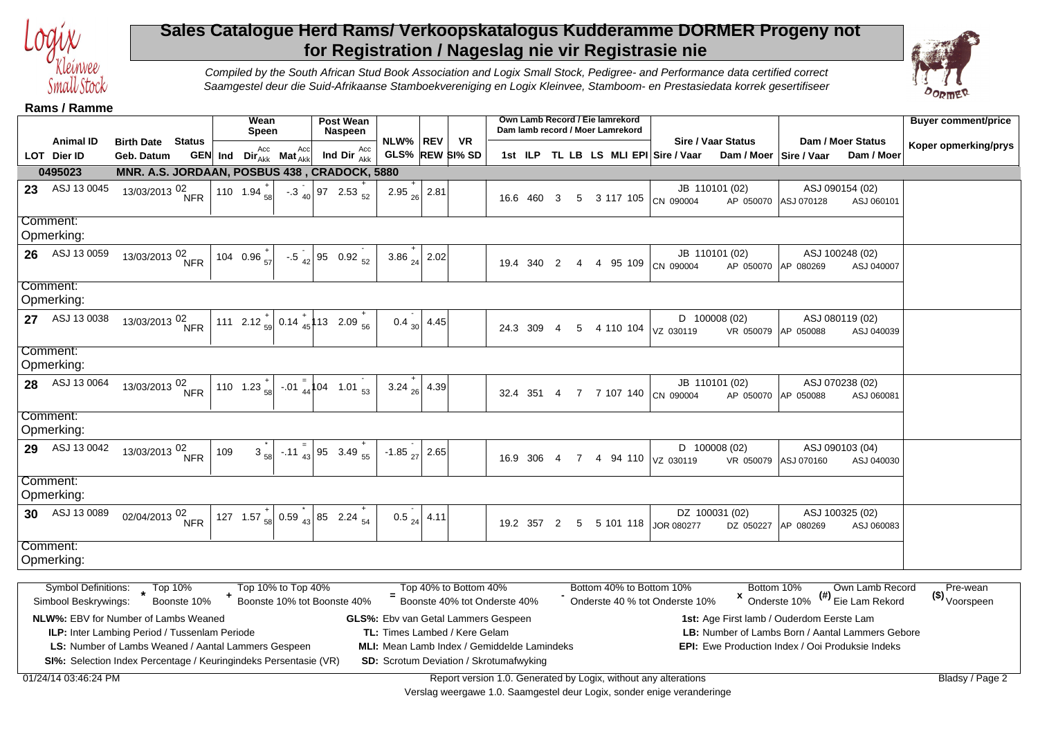# Sales Catalogue Herd Rams/ Verkoopskatalogus Kudderamme DORMER Progeny not for Registration / Nageslag nie vir Registrasie nie

*Compiled by the South African Stud Book Association and Logix Small Stock, Pedigree- and Performance data certified correct*
*Saamgestel deur die Suid-Afrikaanse Stamboekvereniging en Logix Kleinvee, Stamboom- en Prestasiedata korrek gesertifiseer*

**Rams / Ramme**

| LOT | Animal ID / Dier ID | Birth Date / Geb. Datum | Status GEN | Wean / Speen Ind | Wean / Speen Dir Acc/Akk | Wean / Speen Mat Acc/Akk | Post Wean / Naspeen Ind | Post Wean / Naspeen Dir Acc/Akk | NLW% GLS% | REV REW | VR SI% SD | 1st | ILP | TL | LB | LS | MLI | EPI | Sire / Vaar Status | Sire / Vaar | Dam / Moer | Dam / Moer Status | Sire / Vaar | Dam / Moer | Buyer comment/price / Koper opmerking/prys |
|---|---|---|---|---|---|---|---|---|---|---|---|---|---|---|---|---|---|---|---|---|---|---|---|---|---|
| **0495023** | **MNR. A.S. JORDAAN, POSBUS 438 , CRADOCK, 5880** | | | | | | | | | | | | | | | | | | | | | | | | |
| 23 | ASJ 13 0045 | 13/03/2013 | 02 NFR | 110 | 1.94 + 58 | -.3 - 40 | 97 | 2.53 + 52 | 2.95 + 26 | 2.81 | | 16.6 | 460 | 3 | 5 | 3 | 117 | 105 | JB 110101 (02) | CN 090004 | AP 050070 | ASJ 090154 (02) | ASJ 070128 | ASJ 060101 | |
| Comment: Opmerking: | | | | | | | | | | | | | | | | | | | | | | | | | |
| 26 | ASJ 13 0059 | 13/03/2013 | 02 NFR | 104 | 0.96 + 57 | -.5 - 42 | 95 | 0.92 - 52 | 3.86 + 24 | 2.02 | | 19.4 | 340 | 2 | 4 | 4 | 95 | 109 | JB 110101 (02) | CN 090004 | AP 050070 | ASJ 100248 (02) | AP 080269 | ASJ 040007 | |
| Comment: Opmerking: | | | | | | | | | | | | | | | | | | | | | | | | | |
| 27 | ASJ 13 0038 | 13/03/2013 | 02 NFR | 111 | 2.12 + 59 | 0.14 + 45 | 113 | 2.09 + 56 | 0.4 - 30 | 4.45 | | 24.3 | 309 | 4 | 5 | 4 | 110 | 104 | D 100008 (02) | VZ 030119 | VR 050079 | ASJ 080119 (02) | AP 050088 | ASJ 040039 | |
| Comment: Opmerking: | | | | | | | | | | | | | | | | | | | | | | | | | |
| 28 | ASJ 13 0064 | 13/03/2013 | 02 NFR | 110 | 1.23 + 58 | -.01 = 44 | 104 | 1.01 - 53 | 3.24 + 26 | 4.39 | | 32.4 | 351 | 4 | 7 | 7 | 107 | 140 | JB 110101 (02) | CN 090004 | AP 050070 | ASJ 070238 (02) | AP 050088 | ASJ 060081 | |
| Comment: Opmerking: | | | | | | | | | | | | | | | | | | | | | | | | | |
| 29 | ASJ 13 0042 | 13/03/2013 | 02 NFR | 109 | 3 * 58 | -.11 = 43 | 95 | 3.49 + 55 | -1.85 - 27 | 2.65 | | 16.9 | 306 | 4 | 7 | 4 | 94 | 110 | D 100008 (02) | VZ 030119 | VR 050079 | ASJ 090103 (04) | ASJ 070160 | ASJ 040030 | |
| Comment: Opmerking: | | | | | | | | | | | | | | | | | | | | | | | | | |
| 30 | ASJ 13 0089 | 02/04/2013 | 02 NFR | 127 | 1.57 + 58 | 0.59 * 43 | 85 | 2.24 + 54 | 0.5 - 24 | 4.11 | | 19.2 | 357 | 2 | 5 | 5 | 101 | 118 | DZ 100031 (02) | JOR 080277 | DZ 050227 | ASJ 100325 (02) | AP 080269 | ASJ 060083 | |
| Comment: Opmerking: | | | | | | | | | | | | | | | | | | | | | | | | | |

**Symbol Definitions: / Simbool Beskrywings:**
- * Top 10% / Boonste 10%
- + Top 10% to Top 40% / Boonste 10% tot Boonste 40%
- = Top 40% to Bottom 40% / Boonste 40% tot Onderste 40%
- - Bottom 40% to Bottom 10% / Onderste 40 % tot Onderste 10%
- x Bottom 10% / Onderste 10%
- (#) Own Lamb Record / Eie Lam Rekord
- ($) Pre-wean / Voorspeen

**NLW%:** EBV for Number of Lambs Weaned
**GLS%:** Ebv van Getal Lammers Gespeen
**1st:** Age First lamb / Ouderdom Eerste Lam
**ILP:** Inter Lambing Period / Tussenlam Periode
**TL:** Times Lambed / Kere Gelam
**LB:** Number of Lambs Born / Aantal Lammers Gebore
**LS:** Number of Lambs Weaned / Aantal Lammers Gespeen
**MLI:** Mean Lamb Index / Gemiddelde Lamindeks
**EPI:** Ewe Production Index / Ooi Produksie Indeks
**SI%:** Selection Index Percentage / Keuringindeks Persentasie (VR)
**SD:** Scrotum Deviation / Skrotumafwyking

01/24/14 03:46:24 PM — Report version 1.0. Generated by Logix, without any alterations / Verslag weergawe 1.0. Saamgestel deur Logix, sonder enige veranderinge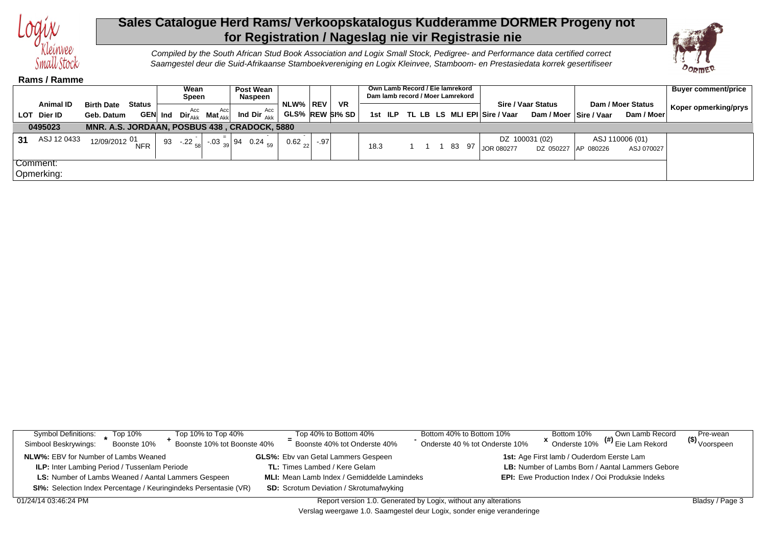# Sales Catalogue Herd Rams/ Verkoopskatalogus Kudderamme DORMER Progeny not for Registration / Nageslag nie vir Registrasie nie

*Compiled by the South African Stud Book Association and Logix Small Stock, Pedigree- and Performance data certified correct*
*Saamgestel deur die Suid-Afrikaanse Stamboekvereniging en Logix Kleinvee, Stamboom- en Prestasiedata korrek gesertifiseer*

**Rams / Ramme**

| LOT | Animal ID / Dier ID | Birth Date / Geb. Datum | Status GEN | Wean / Speen Ind | Wean / Speen Dir (Acc/Akk) | Wean / Speen Mat (Acc/Akk) | Post Wean / Naspeen Ind | Post Wean / Naspeen Dir (Acc/Akk) | NLW% / GLS% | REV / REW | VR SI% SD | Own Lamb Record / Eie lamrekord - Dam lamb record / Moer Lamrekord 1st | ILP | TL | LB | LS | MLI | EPI | Sire / Vaar Status - Sire / Vaar | Dam / Moer | Dam / Moer Status - Sire / Vaar | Dam / Moer | Buyer comment/price / Koper opmerking/prys |
|---|---|---|---|---|---|---|---|---|---|---|---|---|---|---|---|---|---|---|---|---|---|---|---|
| **0495023** | **MNR. A.S. JORDAAN, POSBUS 438 , CRADOCK, 5880** | | | | | | | | | | | | | | | | | | | | | | |
| 31 | ASJ 12 0433 | 12/09/2012 | 01 NFR | 93 | -.22 - 58 | -.03 = 39 | 94 | 0.24 - 59 | 0.62 - 22 | -.97 | | 18.3 | | 1 | 1 | 1 | 83 | 97 | DZ 100031 (02) JOR 080277 | DZ 050227 | ASJ 110006 (01) AP 080226 | ASJ 070027 | |

Comment:
Opmerking:

| Symbol Definitions: / Simbool Beskrywings: | | | | | | | |
|---|---|---|---|---|---|---|---|
| * Top 10% / Boonste 10% | + Top 10% to Top 40% / Boonste 10% tot Boonste 40% | = Top 40% to Bottom 40% / Boonste 40% tot Onderste 40% | - Bottom 40% to Bottom 10% / Onderste 40 % tot Onderste 10% | x Bottom 10% / Onderste 10% | (#) Own Lamb Record / Eie Lam Rekord | ($) Pre-wean / Voorspeen | |

**NLW%:** EBV for Number of Lambs Weaned
**GLS%:** Ebv van Getal Lammers Gespeen
**1st:** Age First lamb / Ouderdom Eerste Lam
**ILP:** Inter Lambing Period / Tussenlam Periode
**TL:** Times Lambed / Kere Gelam
**LB:** Number of Lambs Born / Aantal Lammers Gebore
**LS:** Number of Lambs Weaned / Aantal Lammers Gespeen
**MLI:** Mean Lamb Index / Gemiddelde Lamindeks
**EPI:** Ewe Production Index / Ooi Produksie Indeks
**SI%:** Selection Index Percentage / Keuringindeks Persentasie (VR)
**SD:** Scrotum Deviation / Skrotumafwyking

01/24/14 03:46:24 PM

Report version 1.0. Generated by Logix, without any alterations
Verslag weergawe 1.0. Saamgestel deur Logix, sonder enige veranderinge